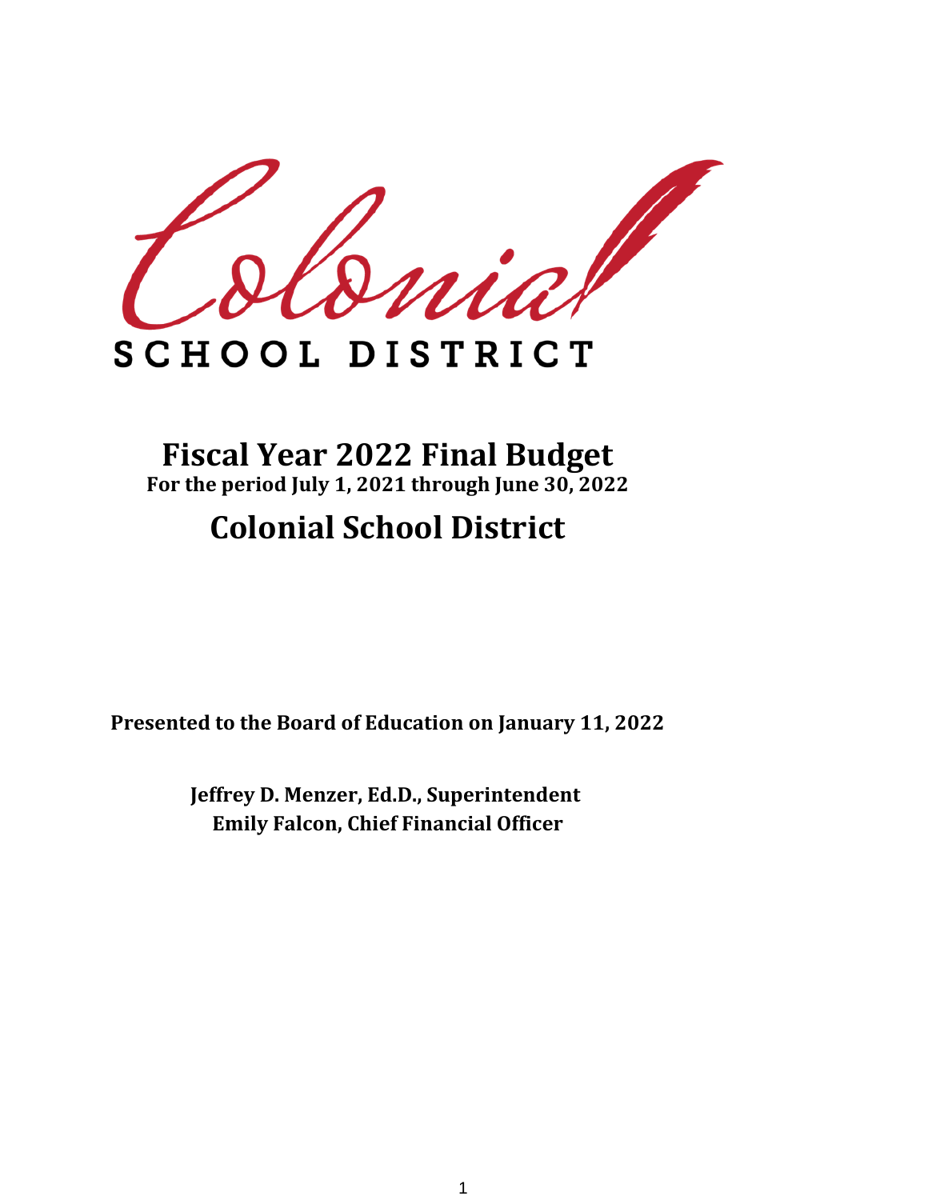Colonial

SCHOOL DISTRICT

# Fiscal Year 2022 Final Budget

**For the period July 1, 2021 through June 30, 2022**

# Colonial School District

**Presented to the Board of Education on January 11, 2022**

**Jeffrey D. Menzer, Ed.D., Superintendent**
**Emily Falcon, Chief Financial Officer**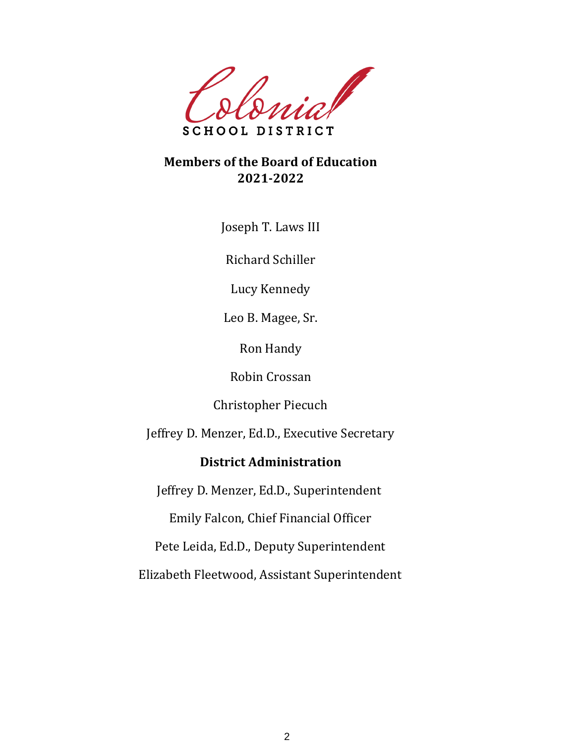Colonial

SCHOOL DISTRICT

## Members of the Board of Education
## 2021-2022

Joseph T. Laws III

Richard Schiller

Lucy Kennedy

Leo B. Magee, Sr.

Ron Handy

Robin Crossan

Christopher Piecuch

Jeffrey D. Menzer, Ed.D., Executive Secretary

## District Administration

Jeffrey D. Menzer, Ed.D., Superintendent

Emily Falcon, Chief Financial Officer

Pete Leida, Ed.D., Deputy Superintendent

Elizabeth Fleetwood, Assistant Superintendent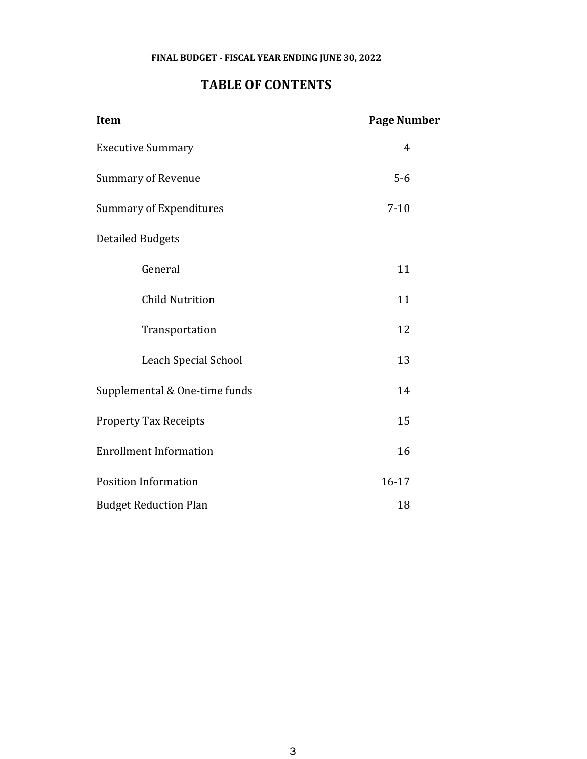**FINAL BUDGET - FISCAL YEAR ENDING JUNE 30, 2022**

# TABLE OF CONTENTS

| Item | Page Number |
|---|---|
| Executive Summary | 4 |
| Summary of Revenue | 5-6 |
| Summary of Expenditures | 7-10 |
| Detailed Budgets | |
| General | 11 |
| Child Nutrition | 11 |
| Transportation | 12 |
| Leach Special School | 13 |
| Supplemental & One-time funds | 14 |
| Property Tax Receipts | 15 |
| Enrollment Information | 16 |
| Position Information | 16-17 |
| Budget Reduction Plan | 18 |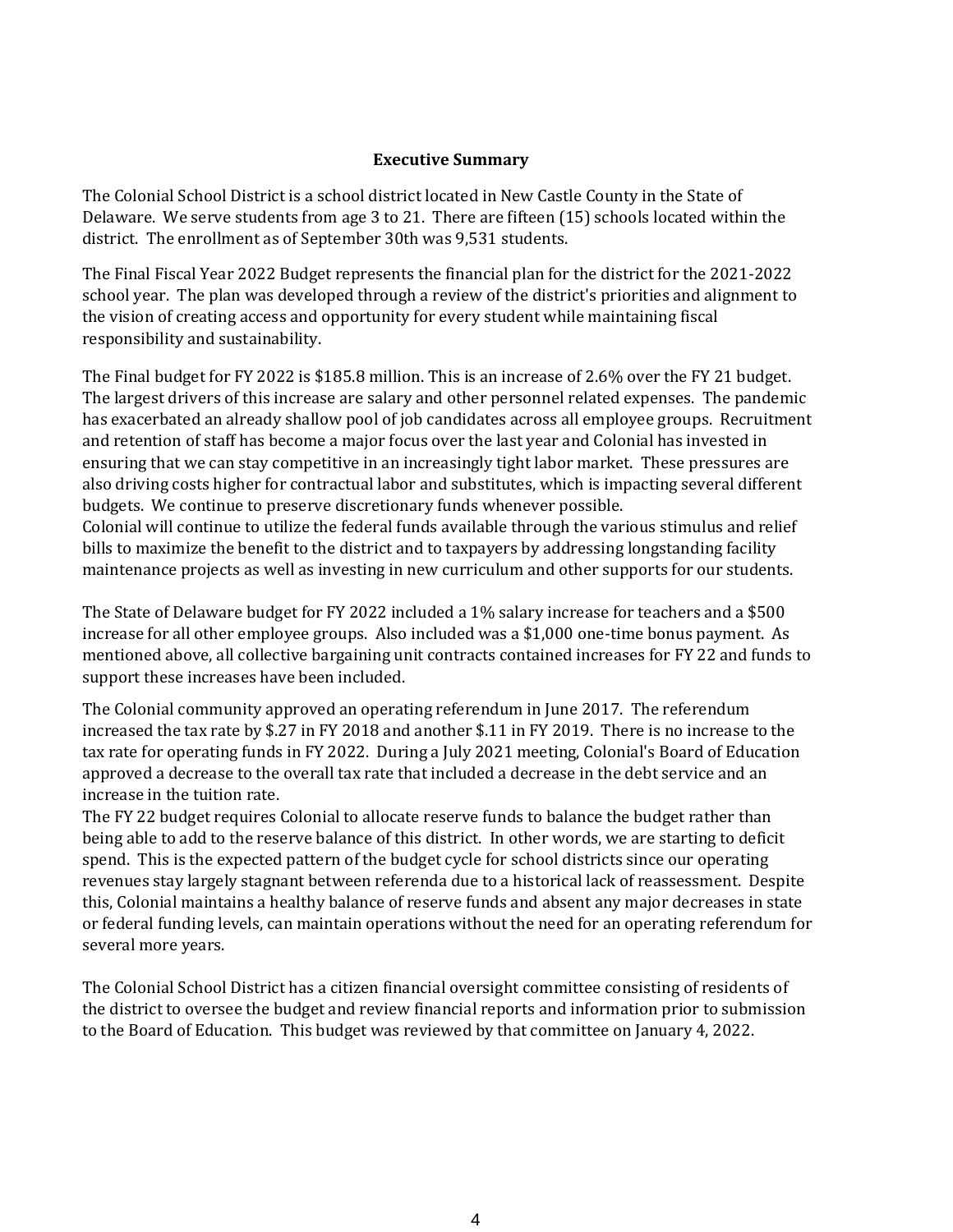## Executive Summary

The Colonial School District is a school district located in New Castle County in the State of Delaware. We serve students from age 3 to 21. There are fifteen (15) schools located within the district. The enrollment as of September 30th was 9,531 students.

The Final Fiscal Year 2022 Budget represents the financial plan for the district for the 2021-2022 school year. The plan was developed through a review of the district's priorities and alignment to the vision of creating access and opportunity for every student while maintaining fiscal responsibility and sustainability.

The Final budget for FY 2022 is $185.8 million. This is an increase of 2.6% over the FY 21 budget. The largest drivers of this increase are salary and other personnel related expenses. The pandemic has exacerbated an already shallow pool of job candidates across all employee groups. Recruitment and retention of staff has become a major focus over the last year and Colonial has invested in ensuring that we can stay competitive in an increasingly tight labor market. These pressures are also driving costs higher for contractual labor and substitutes, which is impacting several different budgets. We continue to preserve discretionary funds whenever possible.
Colonial will continue to utilize the federal funds available through the various stimulus and relief bills to maximize the benefit to the district and to taxpayers by addressing longstanding facility maintenance projects as well as investing in new curriculum and other supports for our students.

The State of Delaware budget for FY 2022 included a 1% salary increase for teachers and a $500 increase for all other employee groups. Also included was a $1,000 one-time bonus payment. As mentioned above, all collective bargaining unit contracts contained increases for FY 22 and funds to support these increases have been included.

The Colonial community approved an operating referendum in June 2017. The referendum increased the tax rate by $.27 in FY 2018 and another $.11 in FY 2019. There is no increase to the tax rate for operating funds in FY 2022. During a July 2021 meeting, Colonial's Board of Education approved a decrease to the overall tax rate that included a decrease in the debt service and an increase in the tuition rate.
The FY 22 budget requires Colonial to allocate reserve funds to balance the budget rather than being able to add to the reserve balance of this district. In other words, we are starting to deficit spend. This is the expected pattern of the budget cycle for school districts since our operating revenues stay largely stagnant between referenda due to a historical lack of reassessment. Despite this, Colonial maintains a healthy balance of reserve funds and absent any major decreases in state or federal funding levels, can maintain operations without the need for an operating referendum for several more years.

The Colonial School District has a citizen financial oversight committee consisting of residents of the district to oversee the budget and review financial reports and information prior to submission to the Board of Education. This budget was reviewed by that committee on January 4, 2022.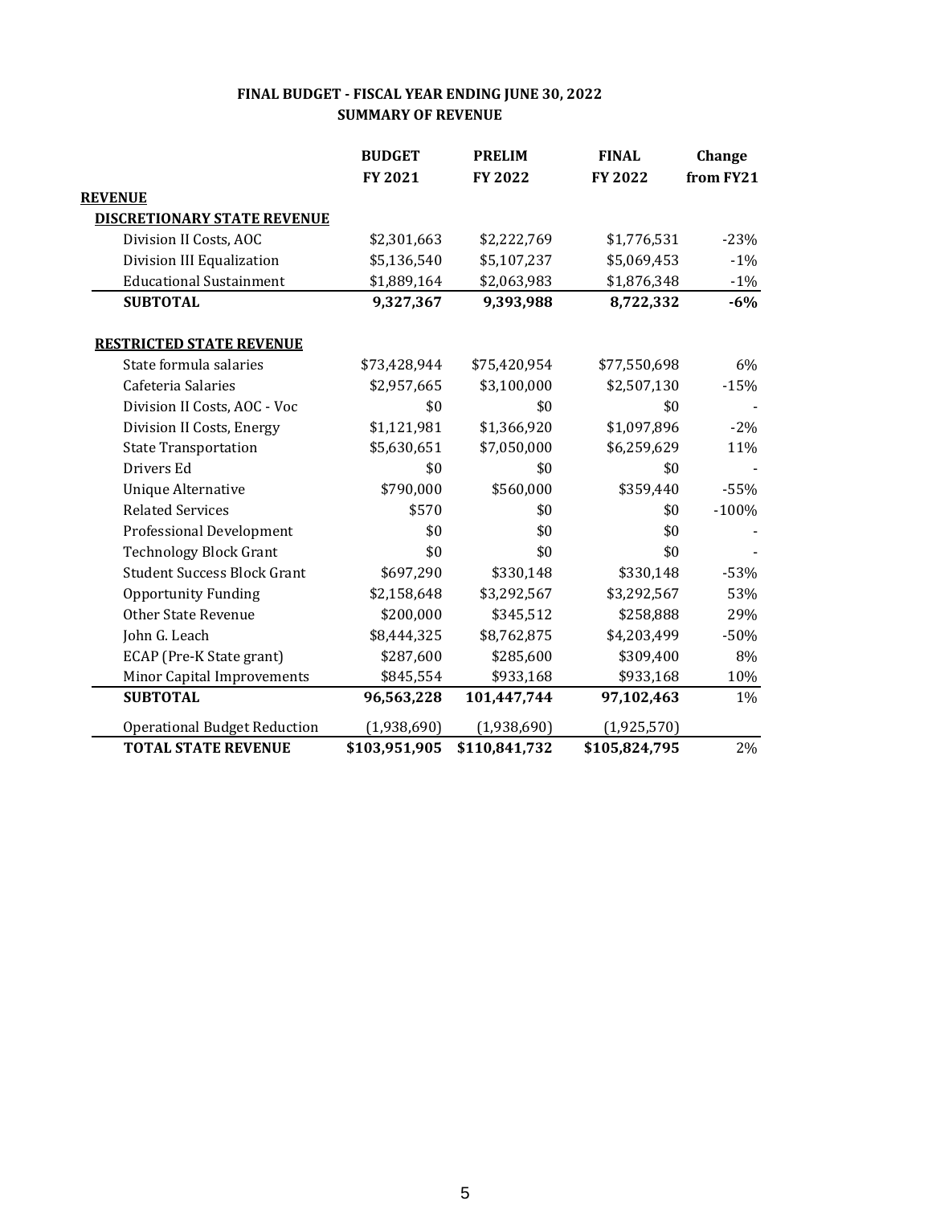**FINAL BUDGET - FISCAL YEAR ENDING JUNE 30, 2022**
**SUMMARY OF REVENUE**

| | BUDGET FY 2021 | PRELIM FY 2022 | FINAL FY 2022 | Change from FY21 |
|---|---|---|---|---|
| **REVENUE** | | | | |
| **DISCRETIONARY STATE REVENUE** | | | | |
| Division II Costs, AOC | $2,301,663 | $2,222,769 | $1,776,531 | -23% |
| Division III Equalization | $5,136,540 | $5,107,237 | $5,069,453 | -1% |
| Educational Sustainment | $1,889,164 | $2,063,983 | $1,876,348 | -1% |
| **SUBTOTAL** | **9,327,367** | **9,393,988** | **8,722,332** | **-6%** |
| **RESTRICTED STATE REVENUE** | | | | |
| State formula salaries | $73,428,944 | $75,420,954 | $77,550,698 | 6% |
| Cafeteria Salaries | $2,957,665 | $3,100,000 | $2,507,130 | -15% |
| Division II Costs, AOC - Voc | $0 | $0 | $0 | - |
| Division II Costs, Energy | $1,121,981 | $1,366,920 | $1,097,896 | -2% |
| State Transportation | $5,630,651 | $7,050,000 | $6,259,629 | 11% |
| Drivers Ed | $0 | $0 | $0 | - |
| Unique Alternative | $790,000 | $560,000 | $359,440 | -55% |
| Related Services | $570 | $0 | $0 | -100% |
| Professional Development | $0 | $0 | $0 | - |
| Technology Block Grant | $0 | $0 | $0 | - |
| Student Success Block Grant | $697,290 | $330,148 | $330,148 | -53% |
| Opportunity Funding | $2,158,648 | $3,292,567 | $3,292,567 | 53% |
| Other State Revenue | $200,000 | $345,512 | $258,888 | 29% |
| John G. Leach | $8,444,325 | $8,762,875 | $4,203,499 | -50% |
| ECAP (Pre-K State grant) | $287,600 | $285,600 | $309,400 | 8% |
| Minor Capital Improvements | $845,554 | $933,168 | $933,168 | 10% |
| **SUBTOTAL** | **96,563,228** | **101,447,744** | **97,102,463** | 1% |
| Operational Budget Reduction | (1,938,690) | (1,938,690) | (1,925,570) | |
| **TOTAL STATE REVENUE** | **$103,951,905** | **$110,841,732** | **$105,824,795** | 2% |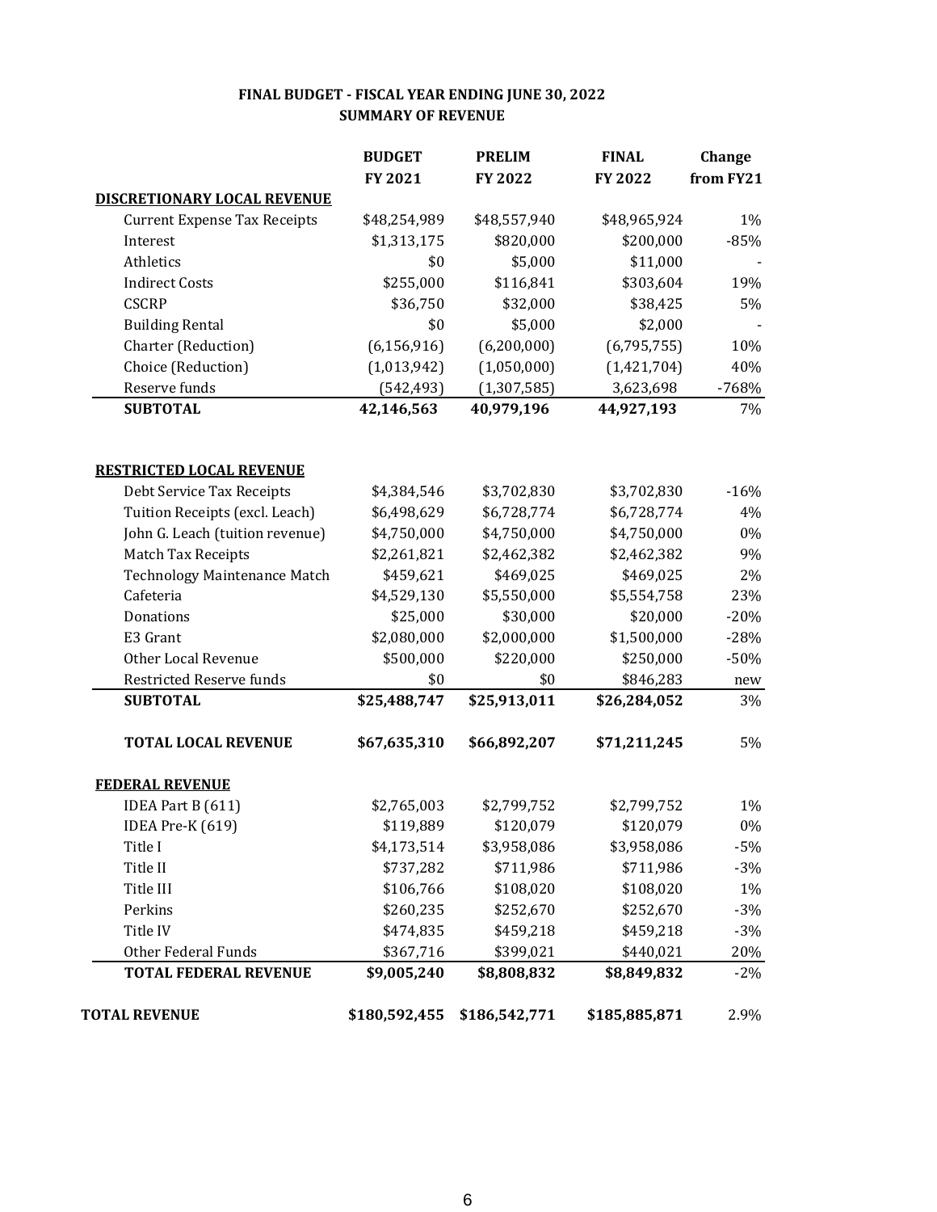## FINAL BUDGET - FISCAL YEAR ENDING JUNE 30, 2022
### SUMMARY OF REVENUE

| | BUDGET FY 2021 | PRELIM FY 2022 | FINAL FY 2022 | Change from FY21 |
|---|---|---|---|---|
| **DISCRETIONARY LOCAL REVENUE** | | | | |
| Current Expense Tax Receipts | $48,254,989 | $48,557,940 | $48,965,924 | 1% |
| Interest | $1,313,175 | $820,000 | $200,000 | -85% |
| Athletics | $0 | $5,000 | $11,000 | - |
| Indirect Costs | $255,000 | $116,841 | $303,604 | 19% |
| CSCRP | $36,750 | $32,000 | $38,425 | 5% |
| Building Rental | $0 | $5,000 | $2,000 | - |
| Charter (Reduction) | (6,156,916) | (6,200,000) | (6,795,755) | 10% |
| Choice (Reduction) | (1,013,942) | (1,050,000) | (1,421,704) | 40% |
| Reserve funds | (542,493) | (1,307,585) | 3,623,698 | -768% |
| **SUBTOTAL** | **42,146,563** | **40,979,196** | **44,927,193** | 7% |
| | | | | |
| **RESTRICTED LOCAL REVENUE** | | | | |
| Debt Service Tax Receipts | $4,384,546 | $3,702,830 | $3,702,830 | -16% |
| Tuition Receipts (excl. Leach) | $6,498,629 | $6,728,774 | $6,728,774 | 4% |
| John G. Leach (tuition revenue) | $4,750,000 | $4,750,000 | $4,750,000 | 0% |
| Match Tax Receipts | $2,261,821 | $2,462,382 | $2,462,382 | 9% |
| Technology Maintenance Match | $459,621 | $469,025 | $469,025 | 2% |
| Cafeteria | $4,529,130 | $5,550,000 | $5,554,758 | 23% |
| Donations | $25,000 | $30,000 | $20,000 | -20% |
| E3 Grant | $2,080,000 | $2,000,000 | $1,500,000 | -28% |
| Other Local Revenue | $500,000 | $220,000 | $250,000 | -50% |
| Restricted Reserve funds | $0 | $0 | $846,283 | new |
| **SUBTOTAL** | **$25,488,747** | **$25,913,011** | **$26,284,052** | 3% |
| | | | | |
| **TOTAL LOCAL REVENUE** | **$67,635,310** | **$66,892,207** | **$71,211,245** | 5% |
| | | | | |
| **FEDERAL REVENUE** | | | | |
| IDEA Part B (611) | $2,765,003 | $2,799,752 | $2,799,752 | 1% |
| IDEA Pre-K (619) | $119,889 | $120,079 | $120,079 | 0% |
| Title I | $4,173,514 | $3,958,086 | $3,958,086 | -5% |
| Title II | $737,282 | $711,986 | $711,986 | -3% |
| Title III | $106,766 | $108,020 | $108,020 | 1% |
| Perkins | $260,235 | $252,670 | $252,670 | -3% |
| Title IV | $474,835 | $459,218 | $459,218 | -3% |
| Other Federal Funds | $367,716 | $399,021 | $440,021 | 20% |
| **TOTAL FEDERAL REVENUE** | **$9,005,240** | **$8,808,832** | **$8,849,832** | -2% |
| | | | | |
| **TOTAL REVENUE** | **$180,592,455** | **$186,542,771** | **$185,885,871** | 2.9% |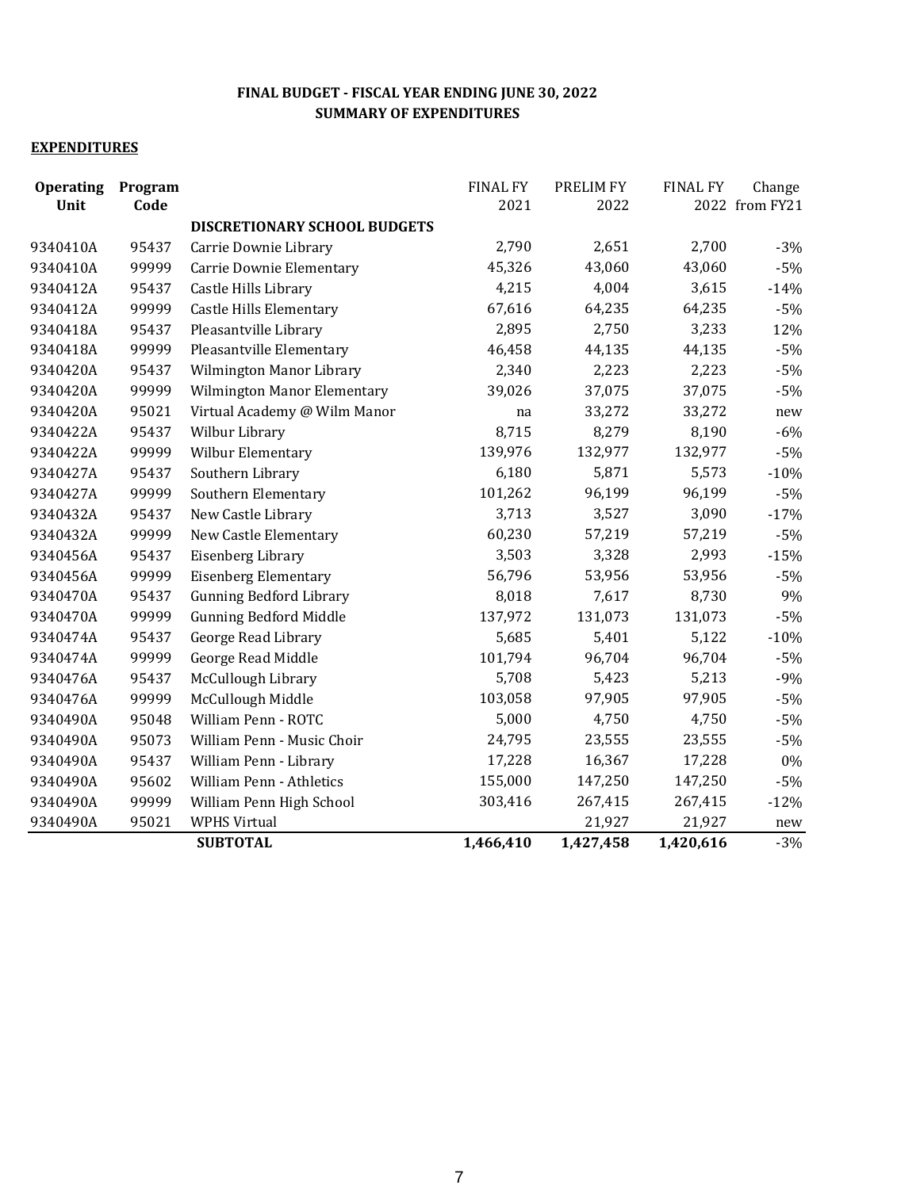### FINAL BUDGET - FISCAL YEAR ENDING JUNE 30, 2022
### SUMMARY OF EXPENDITURES

**EXPENDITURES**

| Operating Unit | Program Code | | FINAL FY 2021 | PRELIM FY 2022 | FINAL FY 2022 | Change from FY21 |
|---|---|---|---|---|---|---|
| | | **DISCRETIONARY SCHOOL BUDGETS** | | | | |
| 9340410A | 95437 | Carrie Downie Library | 2,790 | 2,651 | 2,700 | -3% |
| 9340410A | 99999 | Carrie Downie Elementary | 45,326 | 43,060 | 43,060 | -5% |
| 9340412A | 95437 | Castle Hills Library | 4,215 | 4,004 | 3,615 | -14% |
| 9340412A | 99999 | Castle Hills Elementary | 67,616 | 64,235 | 64,235 | -5% |
| 9340418A | 95437 | Pleasantville Library | 2,895 | 2,750 | 3,233 | 12% |
| 9340418A | 99999 | Pleasantville Elementary | 46,458 | 44,135 | 44,135 | -5% |
| 9340420A | 95437 | Wilmington Manor Library | 2,340 | 2,223 | 2,223 | -5% |
| 9340420A | 99999 | Wilmington Manor Elementary | 39,026 | 37,075 | 37,075 | -5% |
| 9340420A | 95021 | Virtual Academy @ Wilm Manor | na | 33,272 | 33,272 | new |
| 9340422A | 95437 | Wilbur Library | 8,715 | 8,279 | 8,190 | -6% |
| 9340422A | 99999 | Wilbur Elementary | 139,976 | 132,977 | 132,977 | -5% |
| 9340427A | 95437 | Southern Library | 6,180 | 5,871 | 5,573 | -10% |
| 9340427A | 99999 | Southern Elementary | 101,262 | 96,199 | 96,199 | -5% |
| 9340432A | 95437 | New Castle Library | 3,713 | 3,527 | 3,090 | -17% |
| 9340432A | 99999 | New Castle Elementary | 60,230 | 57,219 | 57,219 | -5% |
| 9340456A | 95437 | Eisenberg Library | 3,503 | 3,328 | 2,993 | -15% |
| 9340456A | 99999 | Eisenberg Elementary | 56,796 | 53,956 | 53,956 | -5% |
| 9340470A | 95437 | Gunning Bedford Library | 8,018 | 7,617 | 8,730 | 9% |
| 9340470A | 99999 | Gunning Bedford Middle | 137,972 | 131,073 | 131,073 | -5% |
| 9340474A | 95437 | George Read Library | 5,685 | 5,401 | 5,122 | -10% |
| 9340474A | 99999 | George Read Middle | 101,794 | 96,704 | 96,704 | -5% |
| 9340476A | 95437 | McCullough Library | 5,708 | 5,423 | 5,213 | -9% |
| 9340476A | 99999 | McCullough Middle | 103,058 | 97,905 | 97,905 | -5% |
| 9340490A | 95048 | William Penn - ROTC | 5,000 | 4,750 | 4,750 | -5% |
| 9340490A | 95073 | William Penn - Music Choir | 24,795 | 23,555 | 23,555 | -5% |
| 9340490A | 95437 | William Penn - Library | 17,228 | 16,367 | 17,228 | 0% |
| 9340490A | 95602 | William Penn - Athletics | 155,000 | 147,250 | 147,250 | -5% |
| 9340490A | 99999 | William Penn High School | 303,416 | 267,415 | 267,415 | -12% |
| 9340490A | 95021 | WPHS Virtual | | 21,927 | 21,927 | new |
| | | **SUBTOTAL** | **1,466,410** | **1,427,458** | **1,420,616** | -3% |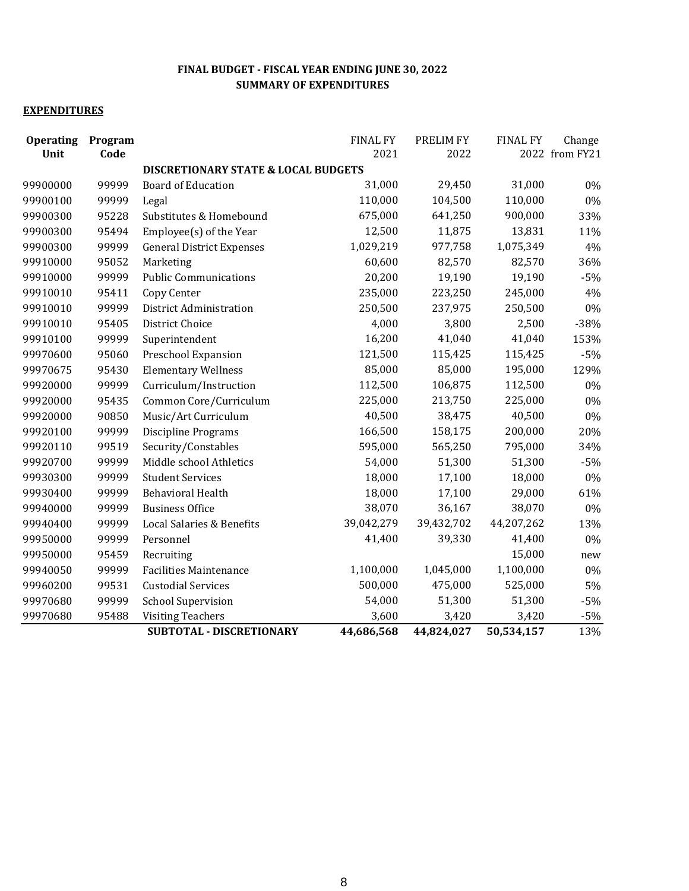**FINAL BUDGET - FISCAL YEAR ENDING JUNE 30, 2022**
**SUMMARY OF EXPENDITURES**

**EXPENDITURES**

| Operating Unit | Program Code | | FINAL FY 2021 | PRELIM FY 2022 | FINAL FY 2022 | Change from FY21 |
|---|---|---|---|---|---|---|
| | | **DISCRETIONARY STATE & LOCAL BUDGETS** | | | | |
| 99900000 | 99999 | Board of Education | 31,000 | 29,450 | 31,000 | 0% |
| 99900100 | 99999 | Legal | 110,000 | 104,500 | 110,000 | 0% |
| 99900300 | 95228 | Substitutes & Homebound | 675,000 | 641,250 | 900,000 | 33% |
| 99900300 | 95494 | Employee(s) of the Year | 12,500 | 11,875 | 13,831 | 11% |
| 99900300 | 99999 | General District Expenses | 1,029,219 | 977,758 | 1,075,349 | 4% |
| 99910000 | 95052 | Marketing | 60,600 | 82,570 | 82,570 | 36% |
| 99910000 | 99999 | Public Communications | 20,200 | 19,190 | 19,190 | -5% |
| 99910010 | 95411 | Copy Center | 235,000 | 223,250 | 245,000 | 4% |
| 99910010 | 99999 | District Administration | 250,500 | 237,975 | 250,500 | 0% |
| 99910010 | 95405 | District Choice | 4,000 | 3,800 | 2,500 | -38% |
| 99910100 | 99999 | Superintendent | 16,200 | 41,040 | 41,040 | 153% |
| 99970600 | 95060 | Preschool Expansion | 121,500 | 115,425 | 115,425 | -5% |
| 99970675 | 95430 | Elementary Wellness | 85,000 | 85,000 | 195,000 | 129% |
| 99920000 | 99999 | Curriculum/Instruction | 112,500 | 106,875 | 112,500 | 0% |
| 99920000 | 95435 | Common Core/Curriculum | 225,000 | 213,750 | 225,000 | 0% |
| 99920000 | 90850 | Music/Art Curriculum | 40,500 | 38,475 | 40,500 | 0% |
| 99920100 | 99999 | Discipline Programs | 166,500 | 158,175 | 200,000 | 20% |
| 99920110 | 99519 | Security/Constables | 595,000 | 565,250 | 795,000 | 34% |
| 99920700 | 99999 | Middle school Athletics | 54,000 | 51,300 | 51,300 | -5% |
| 99930300 | 99999 | Student Services | 18,000 | 17,100 | 18,000 | 0% |
| 99930400 | 99999 | Behavioral Health | 18,000 | 17,100 | 29,000 | 61% |
| 99940000 | 99999 | Business Office | 38,070 | 36,167 | 38,070 | 0% |
| 99940400 | 99999 | Local Salaries & Benefits | 39,042,279 | 39,432,702 | 44,207,262 | 13% |
| 99950000 | 99999 | Personnel | 41,400 | 39,330 | 41,400 | 0% |
| 99950000 | 95459 | Recruiting | | | 15,000 | new |
| 99940050 | 99999 | Facilities Maintenance | 1,100,000 | 1,045,000 | 1,100,000 | 0% |
| 99960200 | 99531 | Custodial Services | 500,000 | 475,000 | 525,000 | 5% |
| 99970680 | 99999 | School Supervision | 54,000 | 51,300 | 51,300 | -5% |
| 99970680 | 95488 | Visiting Teachers | 3,600 | 3,420 | 3,420 | -5% |
| | | **SUBTOTAL - DISCRETIONARY** | **44,686,568** | **44,824,027** | **50,534,157** | 13% |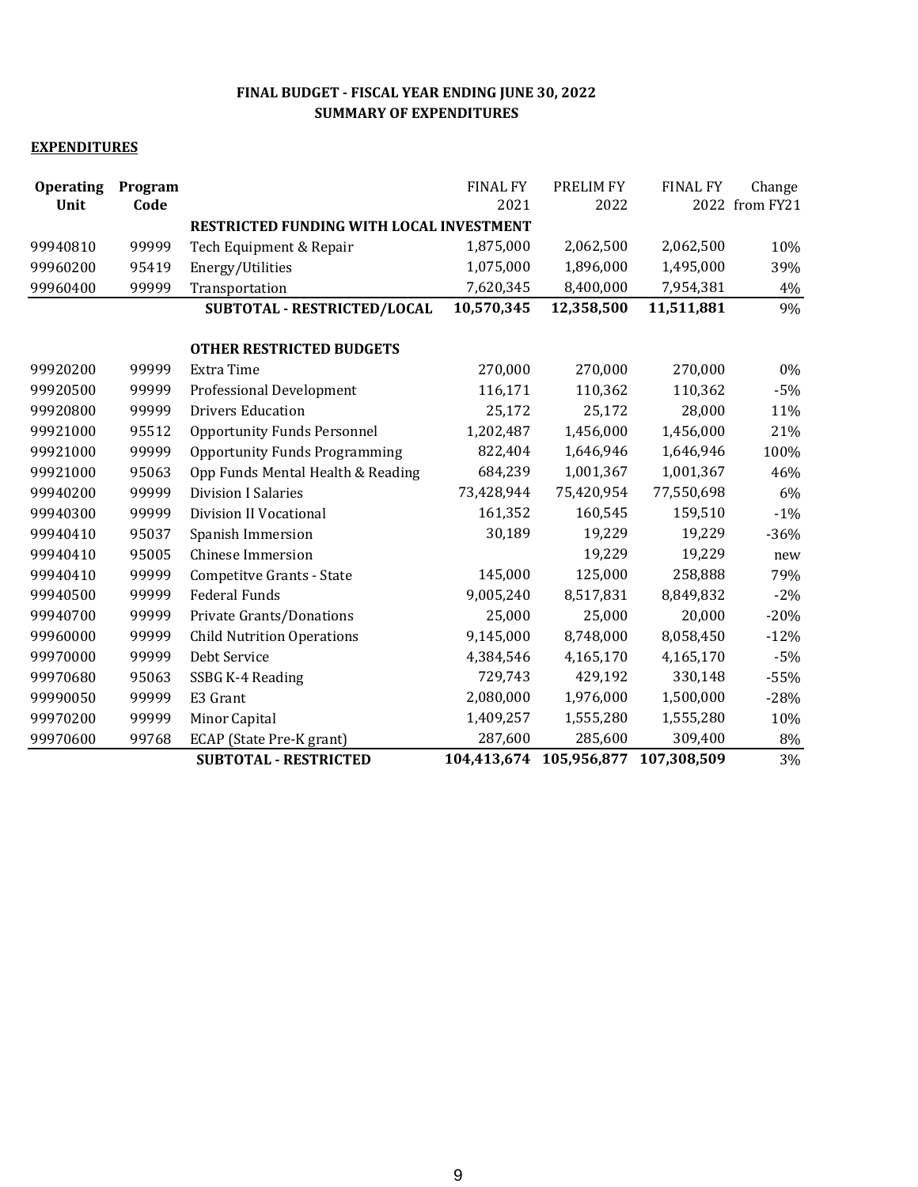**FINAL BUDGET - FISCAL YEAR ENDING JUNE 30, 2022**
**SUMMARY OF EXPENDITURES**

**EXPENDITURES**

| Operating Unit | Program Code | | FINAL FY 2021 | PRELIM FY 2022 | FINAL FY 2022 | Change from FY21 |
|---|---|---|---|---|---|---|
| | | **RESTRICTED FUNDING WITH LOCAL INVESTMENT** | | | | |
| 99940810 | 99999 | Tech Equipment & Repair | 1,875,000 | 2,062,500 | 2,062,500 | 10% |
| 99960200 | 95419 | Energy/Utilities | 1,075,000 | 1,896,000 | 1,495,000 | 39% |
| 99960400 | 99999 | Transportation | 7,620,345 | 8,400,000 | 7,954,381 | 4% |
| | | **SUBTOTAL - RESTRICTED/LOCAL** | **10,570,345** | **12,358,500** | **11,511,881** | 9% |
| | | | | | | |
| | | **OTHER RESTRICTED BUDGETS** | | | | |
| 99920200 | 99999 | Extra Time | 270,000 | 270,000 | 270,000 | 0% |
| 99920500 | 99999 | Professional Development | 116,171 | 110,362 | 110,362 | -5% |
| 99920800 | 99999 | Drivers Education | 25,172 | 25,172 | 28,000 | 11% |
| 99921000 | 95512 | Opportunity Funds Personnel | 1,202,487 | 1,456,000 | 1,456,000 | 21% |
| 99921000 | 99999 | Opportunity Funds Programming | 822,404 | 1,646,946 | 1,646,946 | 100% |
| 99921000 | 95063 | Opp Funds Mental Health & Reading | 684,239 | 1,001,367 | 1,001,367 | 46% |
| 99940200 | 99999 | Division I Salaries | 73,428,944 | 75,420,954 | 77,550,698 | 6% |
| 99940300 | 99999 | Division II Vocational | 161,352 | 160,545 | 159,510 | -1% |
| 99940410 | 95037 | Spanish Immersion | 30,189 | 19,229 | 19,229 | -36% |
| 99940410 | 95005 | Chinese Immersion | | 19,229 | 19,229 | new |
| 99940410 | 99999 | Competitve Grants - State | 145,000 | 125,000 | 258,888 | 79% |
| 99940500 | 99999 | Federal Funds | 9,005,240 | 8,517,831 | 8,849,832 | -2% |
| 99940700 | 99999 | Private Grants/Donations | 25,000 | 25,000 | 20,000 | -20% |
| 99960000 | 99999 | Child Nutrition Operations | 9,145,000 | 8,748,000 | 8,058,450 | -12% |
| 99970000 | 99999 | Debt Service | 4,384,546 | 4,165,170 | 4,165,170 | -5% |
| 99970680 | 95063 | SSBG K-4 Reading | 729,743 | 429,192 | 330,148 | -55% |
| 99990050 | 99999 | E3 Grant | 2,080,000 | 1,976,000 | 1,500,000 | -28% |
| 99970200 | 99999 | Minor Capital | 1,409,257 | 1,555,280 | 1,555,280 | 10% |
| 99970600 | 99768 | ECAP (State Pre-K grant) | 287,600 | 285,600 | 309,400 | 8% |
| | | **SUBTOTAL - RESTRICTED** | **104,413,674** | **105,956,877** | **107,308,509** | 3% |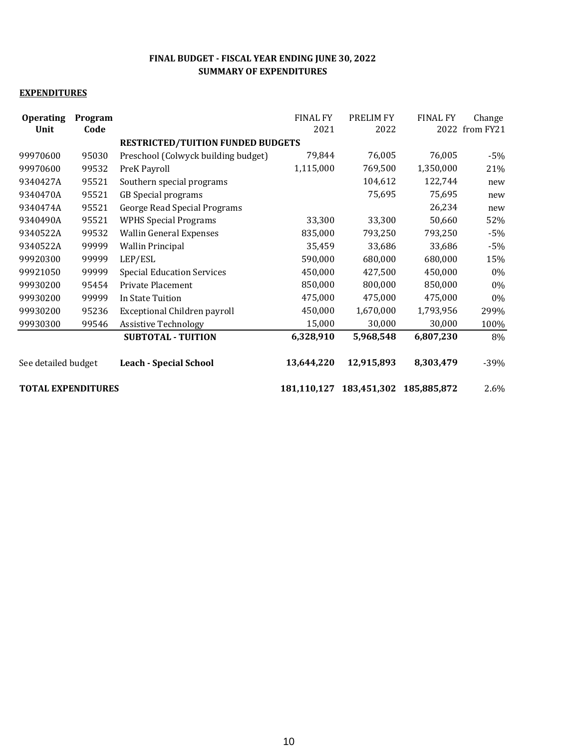**FINAL BUDGET - FISCAL YEAR ENDING JUNE 30, 2022**
**SUMMARY OF EXPENDITURES**

**EXPENDITURES**

| Operating Unit | Program Code | | FINAL FY 2021 | PRELIM FY 2022 | FINAL FY 2022 | Change from FY21 |
|---|---|---|---|---|---|---|
| | | **RESTRICTED/TUITION FUNDED BUDGETS** | | | | |
| 99970600 | 95030 | Preschool (Colwyck building budget) | 79,844 | 76,005 | 76,005 | -5% |
| 99970600 | 99532 | PreK Payroll | 1,115,000 | 769,500 | 1,350,000 | 21% |
| 9340427A | 95521 | Southern special programs | | 104,612 | 122,744 | new |
| 9340470A | 95521 | GB Special programs | | 75,695 | 75,695 | new |
| 9340474A | 95521 | George Read Special Programs | | | 26,234 | new |
| 9340490A | 95521 | WPHS Special Programs | 33,300 | 33,300 | 50,660 | 52% |
| 9340522A | 99532 | Wallin General Expenses | 835,000 | 793,250 | 793,250 | -5% |
| 9340522A | 99999 | Wallin Principal | 35,459 | 33,686 | 33,686 | -5% |
| 99920300 | 99999 | LEP/ESL | 590,000 | 680,000 | 680,000 | 15% |
| 99921050 | 99999 | Special Education Services | 450,000 | 427,500 | 450,000 | 0% |
| 99930200 | 95454 | Private Placement | 850,000 | 800,000 | 850,000 | 0% |
| 99930200 | 99999 | In State Tuition | 475,000 | 475,000 | 475,000 | 0% |
| 99930200 | 95236 | Exceptional Children payroll | 450,000 | 1,670,000 | 1,793,956 | 299% |
| 99930300 | 99546 | Assistive Technology | 15,000 | 30,000 | 30,000 | 100% |
| | | **SUBTOTAL - TUITION** | **6,328,910** | **5,968,548** | **6,807,230** | 8% |
| See detailed budget | | **Leach - Special School** | **13,644,220** | **12,915,893** | **8,303,479** | -39% |
| **TOTAL EXPENDITURES** | | | **181,110,127** | **183,451,302** | **185,885,872** | 2.6% |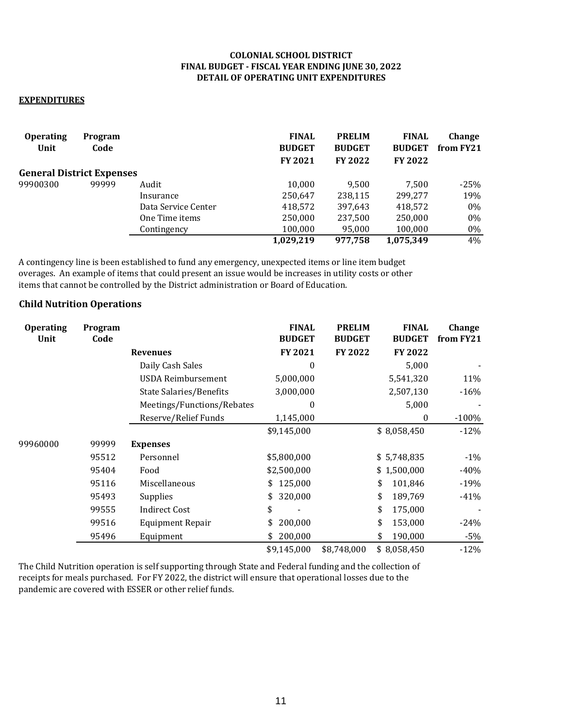**COLONIAL SCHOOL DISTRICT**
**FINAL BUDGET - FISCAL YEAR ENDING JUNE 30, 2022**
**DETAIL OF OPERATING UNIT EXPENDITURES**

**EXPENDITURES**

| Operating Unit | Program Code | | FINAL BUDGET FY 2021 | PRELIM BUDGET FY 2022 | FINAL BUDGET FY 2022 | Change from FY21 |
|---|---|---|---|---|---|---|
| **General District Expenses** | | | | | | |
| 99900300 | 99999 | Audit | 10,000 | 9,500 | 7,500 | -25% |
| | | Insurance | 250,647 | 238,115 | 299,277 | 19% |
| | | Data Service Center | 418,572 | 397,643 | 418,572 | 0% |
| | | One Time items | 250,000 | 237,500 | 250,000 | 0% |
| | | Contingency | 100,000 | 95,000 | 100,000 | 0% |
| | | | **1,029,219** | **977,758** | **1,075,349** | 4% |

A contingency line is been established to fund any emergency, unexpected items or line item budget overages. An example of items that could present an issue would be increases in utility costs or other items that cannot be controlled by the District administration or Board of Education.

## Child Nutrition Operations

| Operating Unit | Program Code | | FINAL BUDGET FY 2021 | PRELIM BUDGET FY 2022 | FINAL BUDGET FY 2022 | Change from FY21 |
|---|---|---|---|---|---|---|
| | | **Revenues** | | | | |
| | | Daily Cash Sales | 0 | | 5,000 | - |
| | | USDA Reimbursement | 5,000,000 | | 5,541,320 | 11% |
| | | State Salaries/Benefits | 3,000,000 | | 2,507,130 | -16% |
| | | Meetings/Functions/Rebates | 0 | | 5,000 | - |
| | | Reserve/Relief Funds | 1,145,000 | | 0 | -100% |
| | | | $9,145,000 | | $ 8,058,450 | -12% |
| 99960000 | 99999 | **Expenses** | | | | |
| | 95512 | Personnel | $5,800,000 | | $ 5,748,835 | -1% |
| | 95404 | Food | $2,500,000 | | $ 1,500,000 | -40% |
| | 95116 | Miscellaneous | $ 125,000 | | $ 101,846 | -19% |
| | 95493 | Supplies | $ 320,000 | | $ 189,769 | -41% |
| | 99555 | Indirect Cost | $ - | | $ 175,000 | - |
| | 99516 | Equipment Repair | $ 200,000 | | $ 153,000 | -24% |
| | 95496 | Equipment | $ 200,000 | | $ 190,000 | -5% |
| | | | $9,145,000 | $8,748,000 | $ 8,058,450 | -12% |

The Child Nutrition operation is self supporting through State and Federal funding and the collection of receipts for meals purchased. For FY 2022, the district will ensure that operational losses due to the pandemic are covered with ESSER or other relief funds.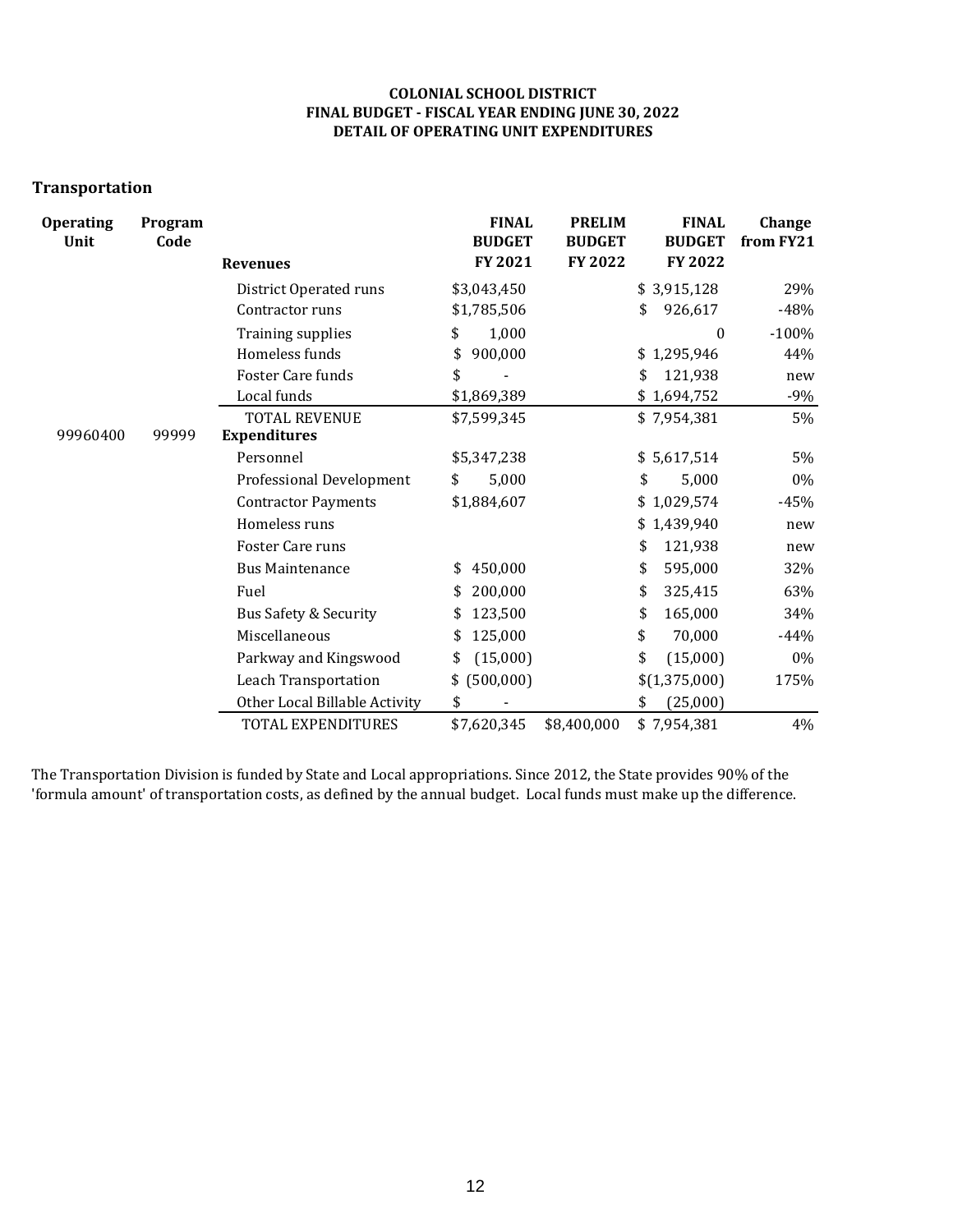**COLONIAL SCHOOL DISTRICT**
**FINAL BUDGET - FISCAL YEAR ENDING JUNE 30, 2022**
**DETAIL OF OPERATING UNIT EXPENDITURES**

## Transportation

| Operating Unit | Program Code | Revenues | FINAL BUDGET FY 2021 | PRELIM BUDGET FY 2022 | FINAL BUDGET FY 2022 | Change from FY21 |
|---|---|---|---|---|---|---|
| | | District Operated runs | $3,043,450 | | $ 3,915,128 | 29% |
| | | Contractor runs | $1,785,506 | | $ 926,617 | -48% |
| | | Training supplies | $ 1,000 | | 0 | -100% |
| | | Homeless funds | $ 900,000 | | $ 1,295,946 | 44% |
| | | Foster Care funds | $ - | | $ 121,938 | new |
| | | Local funds | $1,869,389 | | $ 1,694,752 | -9% |
| | | TOTAL REVENUE | $7,599,345 | | $ 7,954,381 | 5% |
| 99960400 | 99999 | **Expenditures** | | | | |
| | | Personnel | $5,347,238 | | $ 5,617,514 | 5% |
| | | Professional Development | $ 5,000 | | $ 5,000 | 0% |
| | | Contractor Payments | $1,884,607 | | $ 1,029,574 | -45% |
| | | Homeless runs | | | $ 1,439,940 | new |
| | | Foster Care runs | | | $ 121,938 | new |
| | | Bus Maintenance | $ 450,000 | | $ 595,000 | 32% |
| | | Fuel | $ 200,000 | | $ 325,415 | 63% |
| | | Bus Safety & Security | $ 123,500 | | $ 165,000 | 34% |
| | | Miscellaneous | $ 125,000 | | $ 70,000 | -44% |
| | | Parkway and Kingswood | $ (15,000) | | $ (15,000) | 0% |
| | | Leach Transportation | $ (500,000) | | $(1,375,000) | 175% |
| | | Other Local Billable Activity | $ - | | $ (25,000) | |
| | | TOTAL EXPENDITURES | $7,620,345 | $8,400,000 | $ 7,954,381 | 4% |

The Transportation Division is funded by State and Local appropriations. Since 2012, the State provides 90% of the 'formula amount' of transportation costs, as defined by the annual budget. Local funds must make up the difference.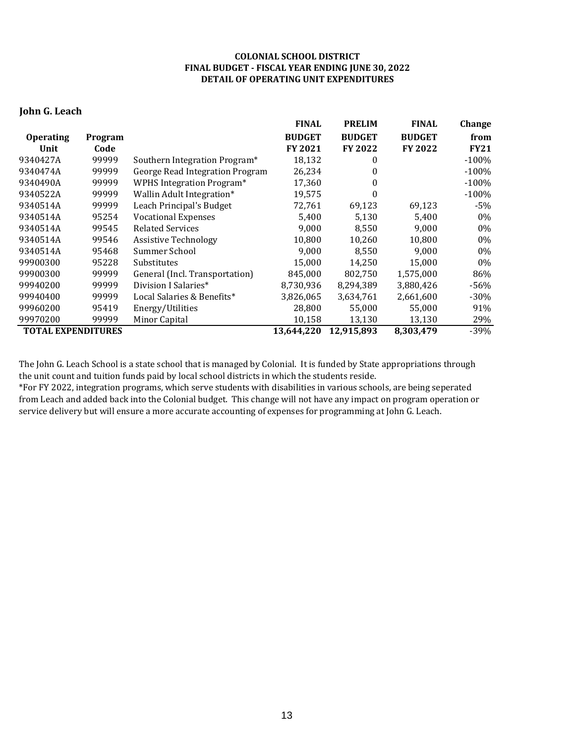**COLONIAL SCHOOL DISTRICT**
**FINAL BUDGET - FISCAL YEAR ENDING JUNE 30, 2022**
**DETAIL OF OPERATING UNIT EXPENDITURES**

## John G. Leach

| Operating Unit | Program Code | | FINAL BUDGET FY 2021 | PRELIM BUDGET FY 2022 | FINAL BUDGET FY 2022 | Change from FY21 |
|---|---|---|---|---|---|---|
| 9340427A | 99999 | Southern Integration Program* | 18,132 | 0 | | -100% |
| 9340474A | 99999 | George Read Integration Program | 26,234 | 0 | | -100% |
| 9340490A | 99999 | WPHS Integration Program* | 17,360 | 0 | | -100% |
| 9340522A | 99999 | Wallin Adult Integration* | 19,575 | 0 | | -100% |
| 9340514A | 99999 | Leach Principal's Budget | 72,761 | 69,123 | 69,123 | -5% |
| 9340514A | 95254 | Vocational Expenses | 5,400 | 5,130 | 5,400 | 0% |
| 9340514A | 99545 | Related Services | 9,000 | 8,550 | 9,000 | 0% |
| 9340514A | 99546 | Assistive Technology | 10,800 | 10,260 | 10,800 | 0% |
| 9340514A | 95468 | Summer School | 9,000 | 8,550 | 9,000 | 0% |
| 99900300 | 95228 | Substitutes | 15,000 | 14,250 | 15,000 | 0% |
| 99900300 | 99999 | General (Incl. Transportation) | 845,000 | 802,750 | 1,575,000 | 86% |
| 99940200 | 99999 | Division I Salaries* | 8,730,936 | 8,294,389 | 3,880,426 | -56% |
| 99940400 | 99999 | Local Salaries & Benefits* | 3,826,065 | 3,634,761 | 2,661,600 | -30% |
| 99960200 | 95419 | Energy/Utilities | 28,800 | 55,000 | 55,000 | 91% |
| 99970200 | 99999 | Minor Capital | 10,158 | 13,130 | 13,130 | 29% |
| **TOTAL EXPENDITURES** | | | **13,644,220** | **12,915,893** | **8,303,479** | -39% |

The John G. Leach School is a state school that is managed by Colonial. It is funded by State appropriations through the unit count and tuition funds paid by local school districts in which the students reside.

*For FY 2022, integration programs, which serve students with disabilities in various schools, are being seperated from Leach and added back into the Colonial budget. This change will not have any impact on program operation or service delivery but will ensure a more accurate accounting of expenses for programming at John G. Leach.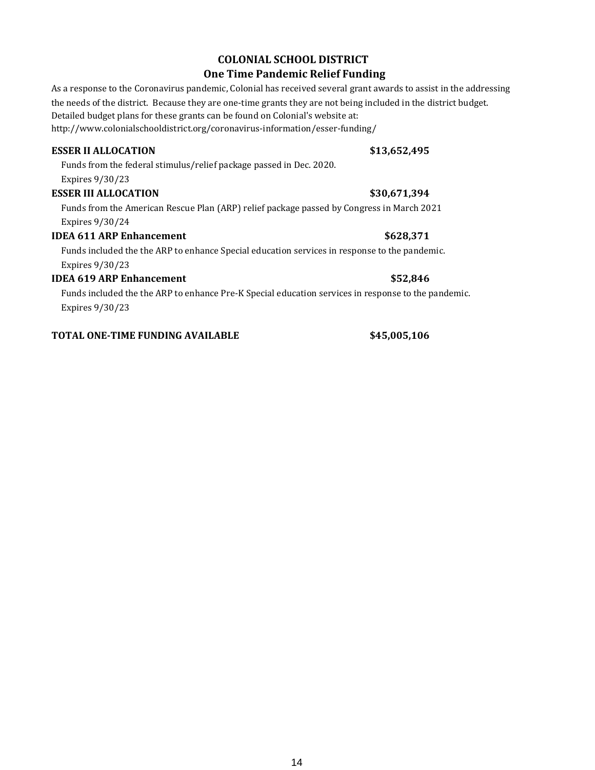# COLONIAL SCHOOL DISTRICT

## One Time Pandemic Relief Funding

As a response to the Coronavirus pandemic, Colonial has received several grant awards to assist in the addressing the needs of the district. Because they are one-time grants they are not being included in the district budget. Detailed budget plans for these grants can be found on Colonial's website at: http://www.colonialschooldistrict.org/coronavirus-information/esser-funding/

**ESSER II ALLOCATION** **$13,652,495**

Funds from the federal stimulus/relief package passed in Dec. 2020.
Expires 9/30/23

**ESSER III ALLOCATION** **$30,671,394**

Funds from the American Rescue Plan (ARP) relief package passed by Congress in March 2021
Expires 9/30/24

**IDEA 611 ARP Enhancement** **$628,371**

Funds included the the ARP to enhance Special education services in response to the pandemic.
Expires 9/30/23

**IDEA 619 ARP Enhancement** **$52,846**

Funds included the the ARP to enhance Pre-K Special education services in response to the pandemic.
Expires 9/30/23

**TOTAL ONE-TIME FUNDING AVAILABLE** **$45,005,106**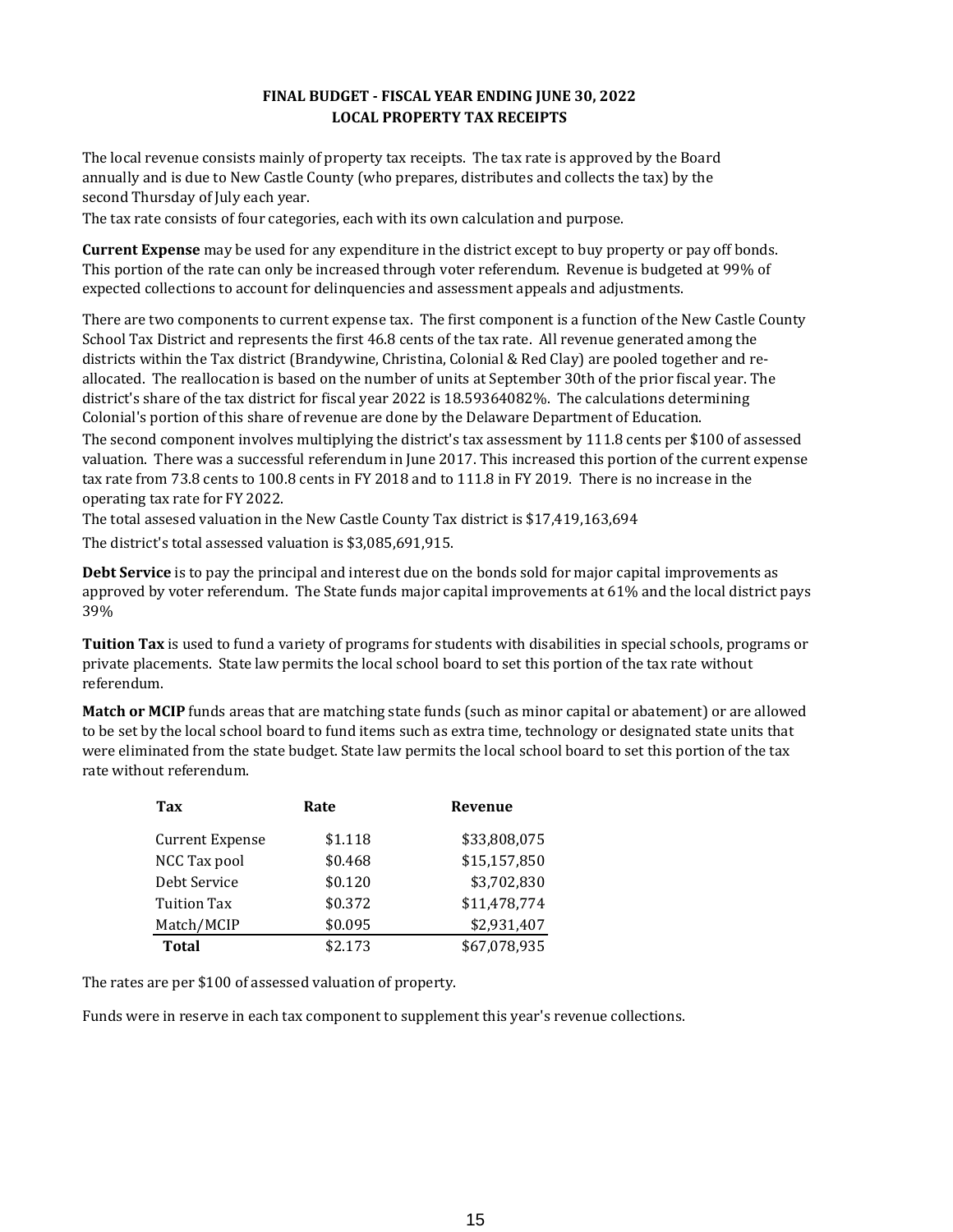## FINAL BUDGET - FISCAL YEAR ENDING JUNE 30, 2022
## LOCAL PROPERTY TAX RECEIPTS

The local revenue consists mainly of property tax receipts. The tax rate is approved by the Board annually and is due to New Castle County (who prepares, distributes and collects the tax) by the second Thursday of July each year.

The tax rate consists of four categories, each with its own calculation and purpose.

**Current Expense** may be used for any expenditure in the district except to buy property or pay off bonds. This portion of the rate can only be increased through voter referendum. Revenue is budgeted at 99% of expected collections to account for delinquencies and assessment appeals and adjustments.

There are two components to current expense tax. The first component is a function of the New Castle County School Tax District and represents the first 46.8 cents of the tax rate. All revenue generated among the districts within the Tax district (Brandywine, Christina, Colonial & Red Clay) are pooled together and re-allocated. The reallocation is based on the number of units at September 30th of the prior fiscal year. The district's share of the tax district for fiscal year 2022 is 18.59364082%. The calculations determining Colonial's portion of this share of revenue are done by the Delaware Department of Education.

The second component involves multiplying the district's tax assessment by 111.8 cents per $100 of assessed valuation. There was a successful referendum in June 2017. This increased this portion of the current expense tax rate from 73.8 cents to 100.8 cents in FY 2018 and to 111.8 in FY 2019. There is no increase in the operating tax rate for FY 2022.

The total assesed valuation in the New Castle County Tax district is $17,419,163,694

The district's total assessed valuation is $3,085,691,915.

**Debt Service** is to pay the principal and interest due on the bonds sold for major capital improvements as approved by voter referendum. The State funds major capital improvements at 61% and the local district pays 39%

**Tuition Tax** is used to fund a variety of programs for students with disabilities in special schools, programs or private placements. State law permits the local school board to set this portion of the tax rate without referendum.

**Match or MCIP** funds areas that are matching state funds (such as minor capital or abatement) or are allowed to be set by the local school board to fund items such as extra time, technology or designated state units that were eliminated from the state budget. State law permits the local school board to set this portion of the tax rate without referendum.

| Tax | Rate | Revenue |
|---|---|---|
| Current Expense | $1.118 | $33,808,075 |
| NCC Tax pool | $0.468 | $15,157,850 |
| Debt Service | $0.120 | $3,702,830 |
| Tuition Tax | $0.372 | $11,478,774 |
| Match/MCIP | $0.095 | $2,931,407 |
| **Total** | $2.173 | $67,078,935 |

The rates are per $100 of assessed valuation of property.

Funds were in reserve in each tax component to supplement this year's revenue collections.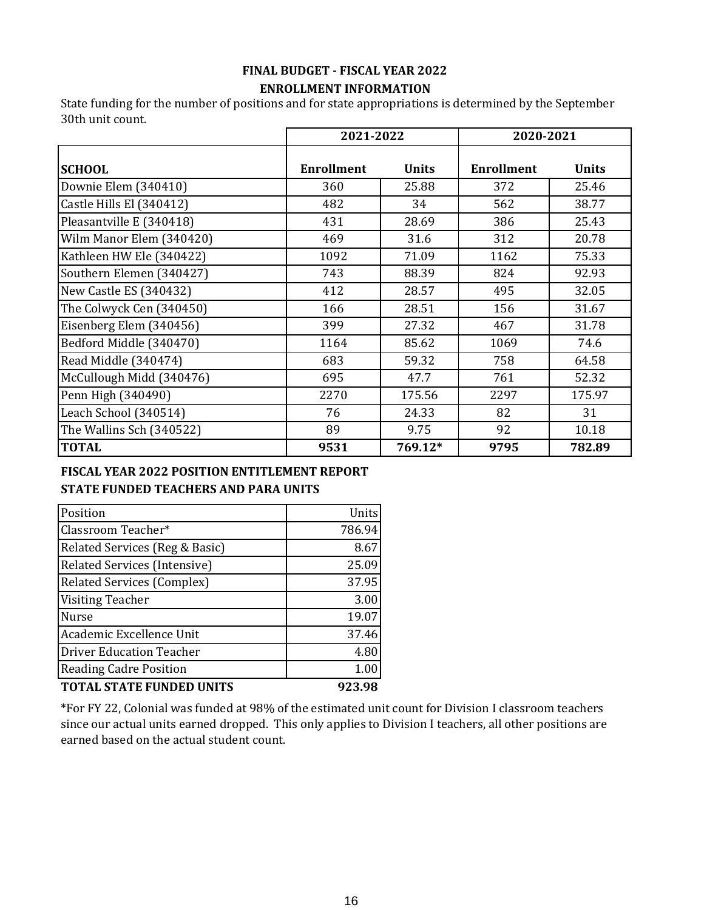# FINAL BUDGET - FISCAL YEAR 2022

## ENROLLMENT INFORMATION

State funding for the number of positions and for state appropriations is determined by the September 30th unit count.

| | 2021-2022 | | 2020-2021 | |
|---|---|---|---|---|
| **SCHOOL** | **Enrollment** | **Units** | **Enrollment** | **Units** |
| Downie Elem (340410) | 360 | 25.88 | 372 | 25.46 |
| Castle Hills El (340412) | 482 | 34 | 562 | 38.77 |
| Pleasantville E (340418) | 431 | 28.69 | 386 | 25.43 |
| Wilm Manor Elem (340420) | 469 | 31.6 | 312 | 20.78 |
| Kathleen HW Ele (340422) | 1092 | 71.09 | 1162 | 75.33 |
| Southern Elemen (340427) | 743 | 88.39 | 824 | 92.93 |
| New Castle ES (340432) | 412 | 28.57 | 495 | 32.05 |
| The Colwyck Cen (340450) | 166 | 28.51 | 156 | 31.67 |
| Eisenberg Elem (340456) | 399 | 27.32 | 467 | 31.78 |
| Bedford Middle (340470) | 1164 | 85.62 | 1069 | 74.6 |
| Read Middle (340474) | 683 | 59.32 | 758 | 64.58 |
| McCullough Midd (340476) | 695 | 47.7 | 761 | 52.32 |
| Penn High (340490) | 2270 | 175.56 | 2297 | 175.97 |
| Leach School (340514) | 76 | 24.33 | 82 | 31 |
| The Wallins Sch (340522) | 89 | 9.75 | 92 | 10.18 |
| **TOTAL** | **9531** | **769.12*** | **9795** | **782.89** |

## FISCAL YEAR 2022 POSITION ENTITLEMENT REPORT
## STATE FUNDED TEACHERS AND PARA UNITS

| Position | Units |
|---|---|
| Classroom Teacher* | 786.94 |
| Related Services (Reg & Basic) | 8.67 |
| Related Services (Intensive) | 25.09 |
| Related Services (Complex) | 37.95 |
| Visiting Teacher | 3.00 |
| Nurse | 19.07 |
| Academic Excellence Unit | 37.46 |
| Driver Education Teacher | 4.80 |
| Reading Cadre Position | 1.00 |
| **TOTAL STATE FUNDED UNITS** | **923.98** |

*For FY 22, Colonial was funded at 98% of the estimated unit count for Division I classroom teachers since our actual units earned dropped. This only applies to Division I teachers, all other positions are earned based on the actual student count.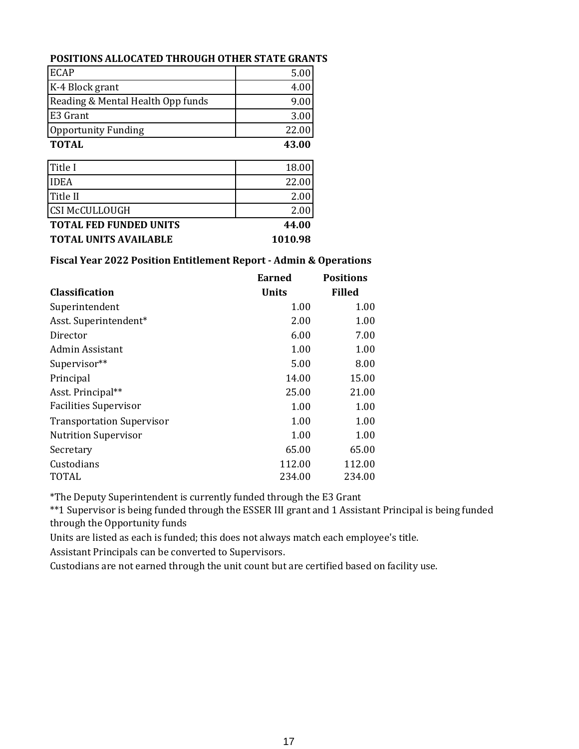**POSITIONS ALLOCATED THROUGH OTHER STATE GRANTS**

| | |
|---|---|
| ECAP | 5.00 |
| K-4 Block grant | 4.00 |
| Reading & Mental Health Opp funds | 9.00 |
| E3 Grant | 3.00 |
| Opportunity Funding | 22.00 |
| **TOTAL** | **43.00** |

| | |
|---|---|
| Title I | 18.00 |
| IDEA | 22.00 |
| Title II | 2.00 |
| CSI McCULLOUGH | 2.00 |
| **TOTAL FED FUNDED UNITS** | **44.00** |
| **TOTAL UNITS AVAILABLE** | **1010.98** |

**Fiscal Year 2022 Position Entitlement Report - Admin & Operations**

| **Classification** | **Earned Units** | **Positions Filled** |
|---|---|---|
| Superintendent | 1.00 | 1.00 |
| Asst. Superintendent* | 2.00 | 1.00 |
| Director | 6.00 | 7.00 |
| Admin Assistant | 1.00 | 1.00 |
| Supervisor** | 5.00 | 8.00 |
| Principal | 14.00 | 15.00 |
| Asst. Principal** | 25.00 | 21.00 |
| Facilities Supervisor | 1.00 | 1.00 |
| Transportation Supervisor | 1.00 | 1.00 |
| Nutrition Supervisor | 1.00 | 1.00 |
| Secretary | 65.00 | 65.00 |
| Custodians | 112.00 | 112.00 |
| TOTAL | 234.00 | 234.00 |

*The Deputy Superintendent is currently funded through the E3 Grant

**1 Supervisor is being funded through the ESSER III grant and 1 Assistant Principal is being funded through the Opportunity funds

Units are listed as each is funded; this does not always match each employee's title.

Assistant Principals can be converted to Supervisors.

Custodians are not earned through the unit count but are certified based on facility use.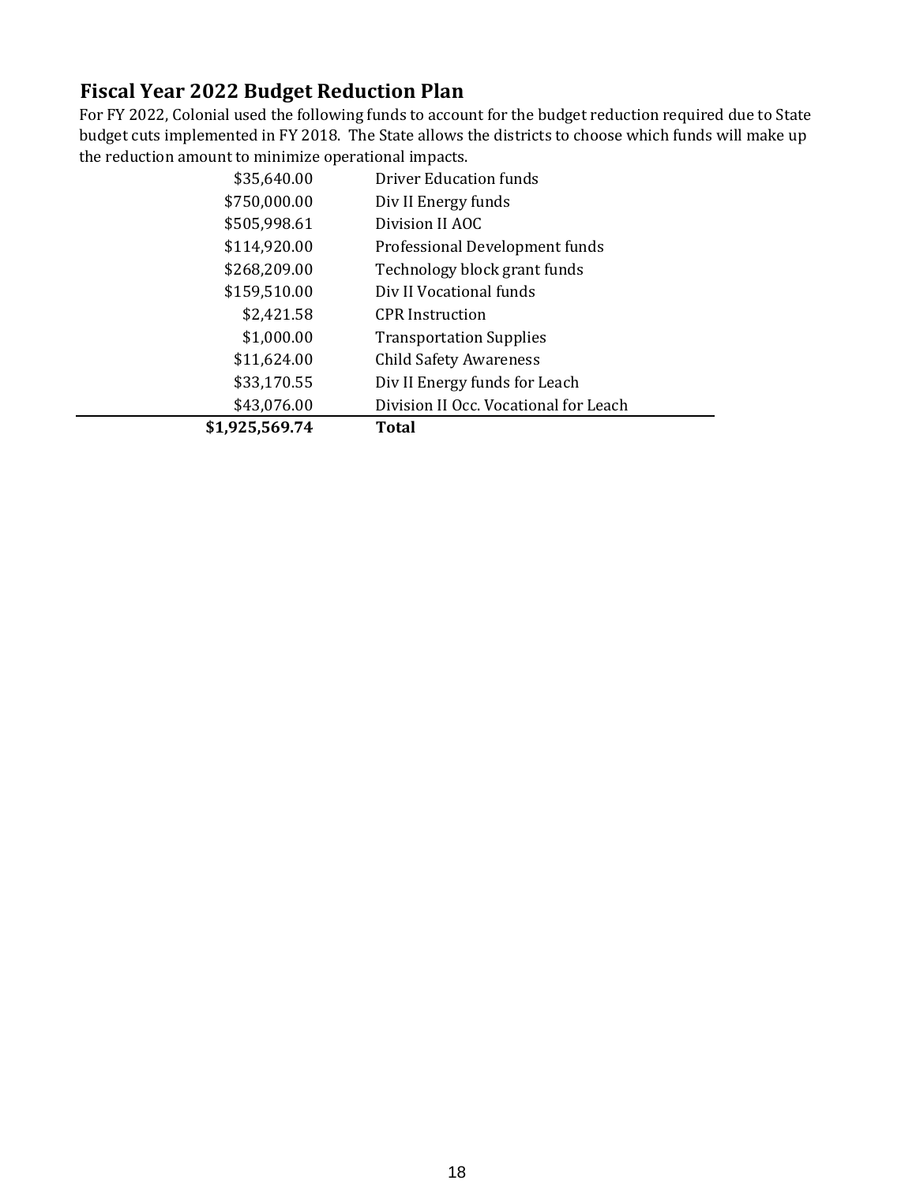## Fiscal Year 2022 Budget Reduction Plan

For FY 2022, Colonial used the following funds to account for the budget reduction required due to State budget cuts implemented in FY 2018. The State allows the districts to choose which funds will make up the reduction amount to minimize operational impacts.

| | |
|---|---|
| $35,640.00 | Driver Education funds |
| $750,000.00 | Div II Energy funds |
| $505,998.61 | Division II AOC |
| $114,920.00 | Professional Development funds |
| $268,209.00 | Technology block grant funds |
| $159,510.00 | Div II Vocational funds |
| $2,421.58 | CPR Instruction |
| $1,000.00 | Transportation Supplies |
| $11,624.00 | Child Safety Awareness |
| $33,170.55 | Div II Energy funds for Leach |
| $43,076.00 | Division II Occ. Vocational for Leach |
| **$1,925,569.74** | **Total** |